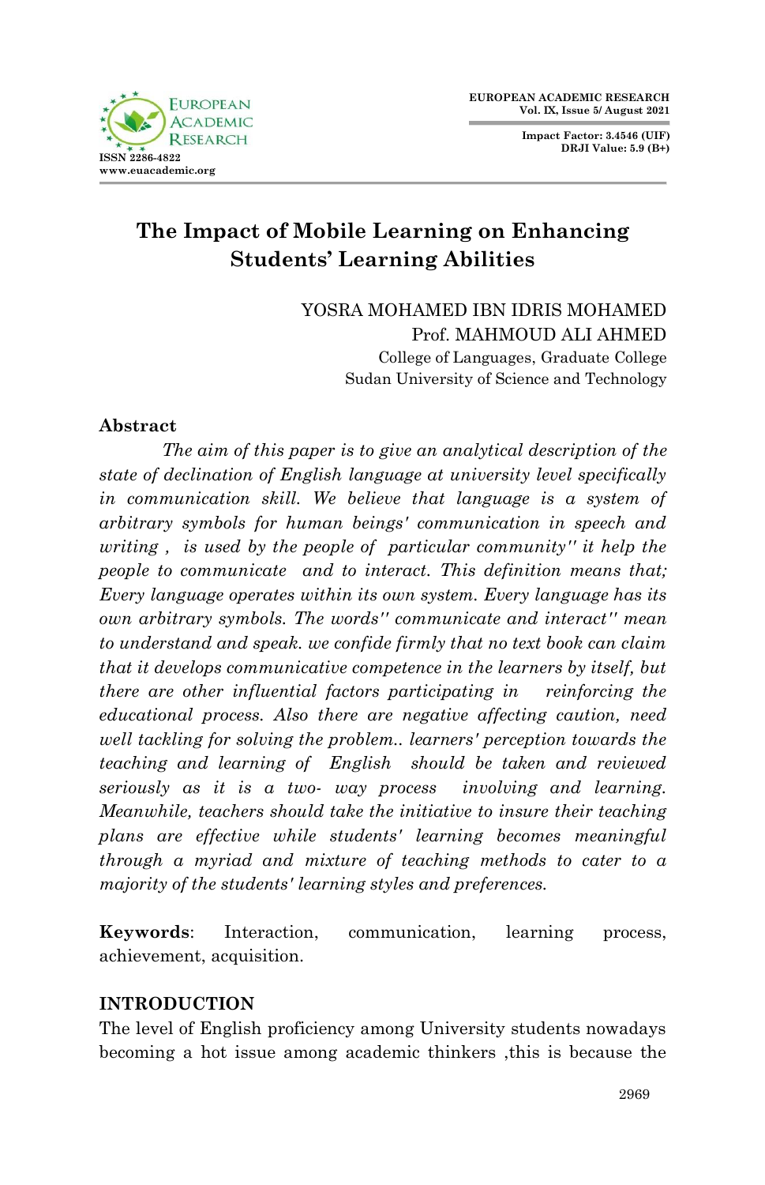# The Impact of Mobile Learning on Enhancing Students' Learning Abilities

YOSRA MOHAMED IBN IDRIS MOHAMED
Prof. MAHMOUD ALI AHMED
College of Languages, Graduate College
Sudan University of Science and Technology

## Abstract

*The aim of this paper is to give an analytical description of the state of declination of English language at university level specifically in communication skill. We believe that language is a system of arbitrary symbols for human beings' communication in speech and writing , is used by the people of particular community" it help the people to communicate and to interact. This definition means that; Every language operates within its own system. Every language has its own arbitrary symbols. The words" communicate and interact" mean to understand and speak. we confide firmly that no text book can claim that it develops communicative competence in the learners by itself, but there are other influential factors participating in reinforcing the educational process. Also there are negative affecting caution, need well tackling for solving the problem.. learners' perception towards the teaching and learning of English should be taken and reviewed seriously as it is a two- way process involving and learning. Meanwhile, teachers should take the initiative to insure their teaching plans are effective while students' learning becomes meaningful through a myriad and mixture of teaching methods to cater to a majority of the students' learning styles and preferences.*

**Keywords**: Interaction, communication, learning process, achievement, acquisition.

## INTRODUCTION

The level of English proficiency among University students nowadays becoming a hot issue among academic thinkers ,this is because the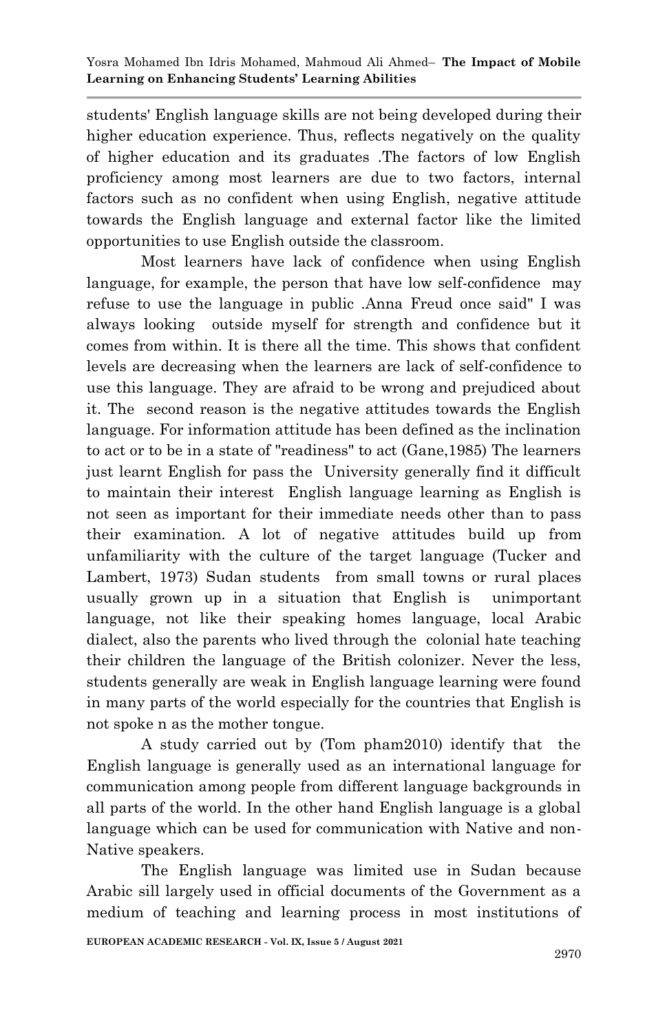students' English language skills are not being developed during their higher education experience. Thus, reflects negatively on the quality of higher education and its graduates .The factors of low English proficiency among most learners are due to two factors, internal factors such as no confident when using English, negative attitude towards the English language and external factor like the limited opportunities to use English outside the classroom.

Most learners have lack of confidence when using English language, for example, the person that have low self-confidence may refuse to use the language in public .Anna Freud once said" I was always looking outside myself for strength and confidence but it comes from within. It is there all the time. This shows that confident levels are decreasing when the learners are lack of self-confidence to use this language. They are afraid to be wrong and prejudiced about it. The second reason is the negative attitudes towards the English language. For information attitude has been defined as the inclination to act or to be in a state of "readiness" to act (Gane,1985) The learners just learnt English for pass the University generally find it difficult to maintain their interest English language learning as English is not seen as important for their immediate needs other than to pass their examination. A lot of negative attitudes build up from unfamiliarity with the culture of the target language (Tucker and Lambert, 1973) Sudan students from small towns or rural places usually grown up in a situation that English is unimportant language, not like their speaking homes language, local Arabic dialect, also the parents who lived through the colonial hate teaching their children the language of the British colonizer. Never the less, students generally are weak in English language learning were found in many parts of the world especially for the countries that English is not spoke n as the mother tongue.

A study carried out by (Tom pham2010) identify that the English language is generally used as an international language for communication among people from different language backgrounds in all parts of the world. In the other hand English language is a global language which can be used for communication with Native and non-Native speakers.

The English language was limited use in Sudan because Arabic sill largely used in official documents of the Government as a medium of teaching and learning process in most institutions of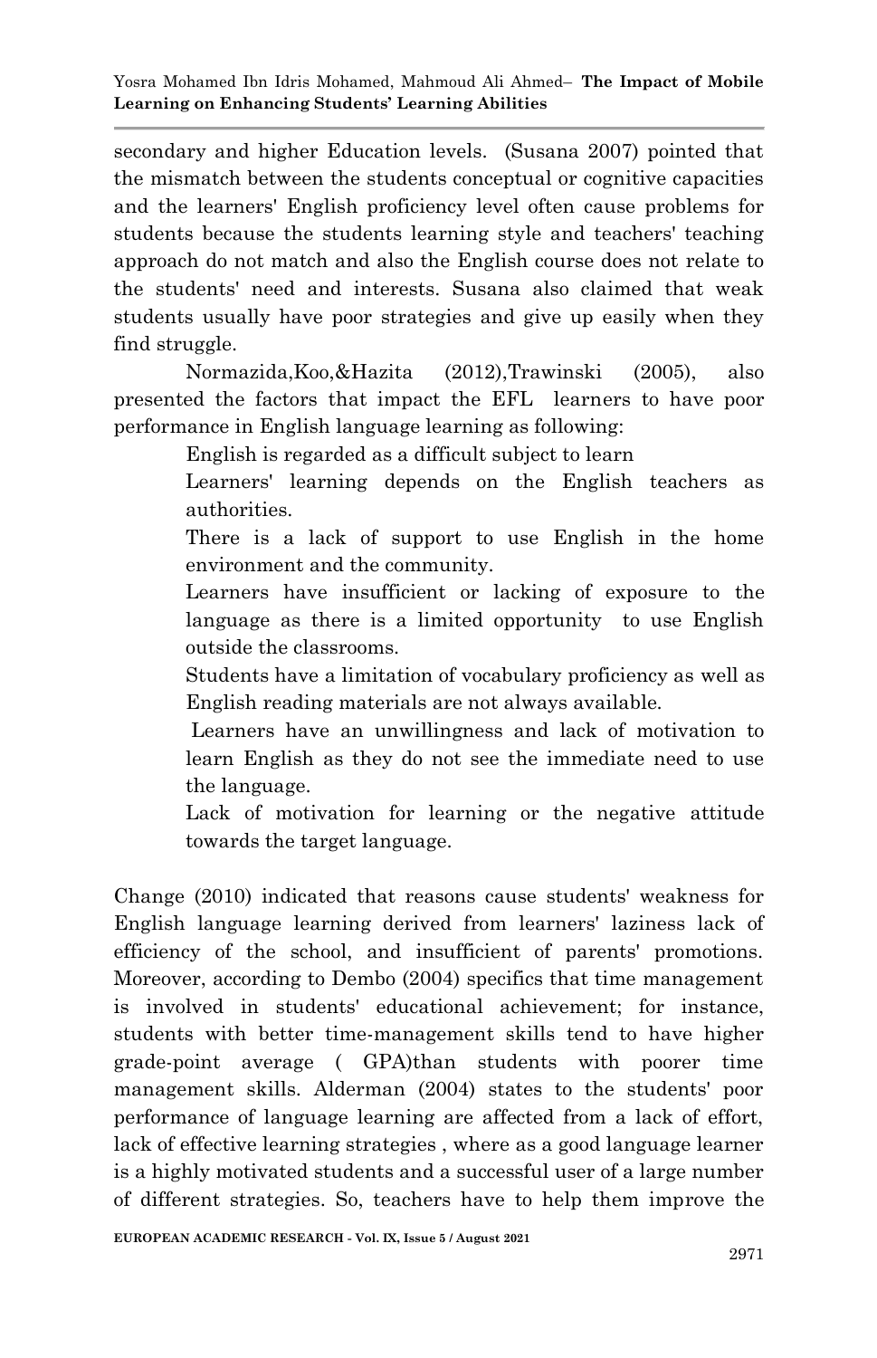secondary and higher Education levels. (Susana 2007) pointed that the mismatch between the students conceptual or cognitive capacities and the learners' English proficiency level often cause problems for students because the students learning style and teachers' teaching approach do not match and also the English course does not relate to the students' need and interests. Susana also claimed that weak students usually have poor strategies and give up easily when they find struggle.

Normazida,Koo,&Hazita (2012),Trawinski (2005), also presented the factors that impact the EFL learners to have poor performance in English language learning as following:

- English is regarded as a difficult subject to learn
- Learners' learning depends on the English teachers as authorities.
- There is a lack of support to use English in the home environment and the community.
- Learners have insufficient or lacking of exposure to the language as there is a limited opportunity to use English outside the classrooms.
- Students have a limitation of vocabulary proficiency as well as English reading materials are not always available.
- Learners have an unwillingness and lack of motivation to learn English as they do not see the immediate need to use the language.
- Lack of motivation for learning or the negative attitude towards the target language.

Change (2010) indicated that reasons cause students' weakness for English language learning derived from learners' laziness lack of efficiency of the school, and insufficient of parents' promotions. Moreover, according to Dembo (2004) specifics that time management is involved in students' educational achievement; for instance, students with better time-management skills tend to have higher grade-point average ( GPA)than students with poorer time management skills. Alderman (2004) states to the students' poor performance of language learning are affected from a lack of effort, lack of effective learning strategies , where as a good language learner is a highly motivated students and a successful user of a large number of different strategies. So, teachers have to help them improve the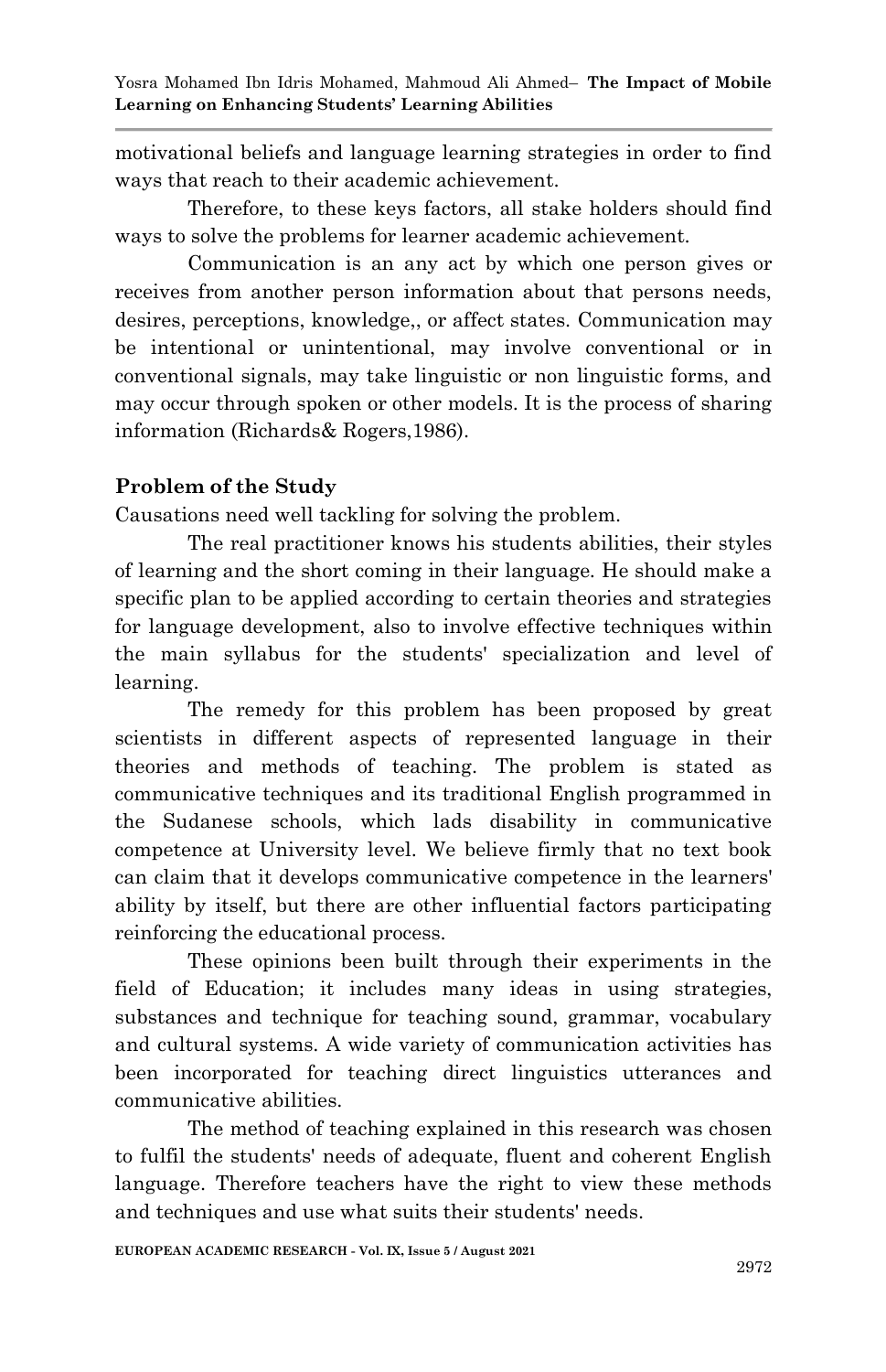motivational beliefs and language learning strategies in order to find ways that reach to their academic achievement.

Therefore, to these keys factors, all stake holders should find ways to solve the problems for learner academic achievement.

Communication is an any act by which one person gives or receives from another person information about that persons needs, desires, perceptions, knowledge,, or affect states. Communication may be intentional or unintentional, may involve conventional or in conventional signals, may take linguistic or non linguistic forms, and may occur through spoken or other models. It is the process of sharing information (Richards& Rogers,1986).

## Problem of the Study

Causations need well tackling for solving the problem.

The real practitioner knows his students abilities, their styles of learning and the short coming in their language. He should make a specific plan to be applied according to certain theories and strategies for language development, also to involve effective techniques within the main syllabus for the students' specialization and level of learning.

The remedy for this problem has been proposed by great scientists in different aspects of represented language in their theories and methods of teaching. The problem is stated as communicative techniques and its traditional English programmed in the Sudanese schools, which lads disability in communicative competence at University level. We believe firmly that no text book can claim that it develops communicative competence in the learners' ability by itself, but there are other influential factors participating reinforcing the educational process.

These opinions been built through their experiments in the field of Education; it includes many ideas in using strategies, substances and technique for teaching sound, grammar, vocabulary and cultural systems. A wide variety of communication activities has been incorporated for teaching direct linguistics utterances and communicative abilities.

The method of teaching explained in this research was chosen to fulfil the students' needs of adequate, fluent and coherent English language. Therefore teachers have the right to view these methods and techniques and use what suits their students' needs.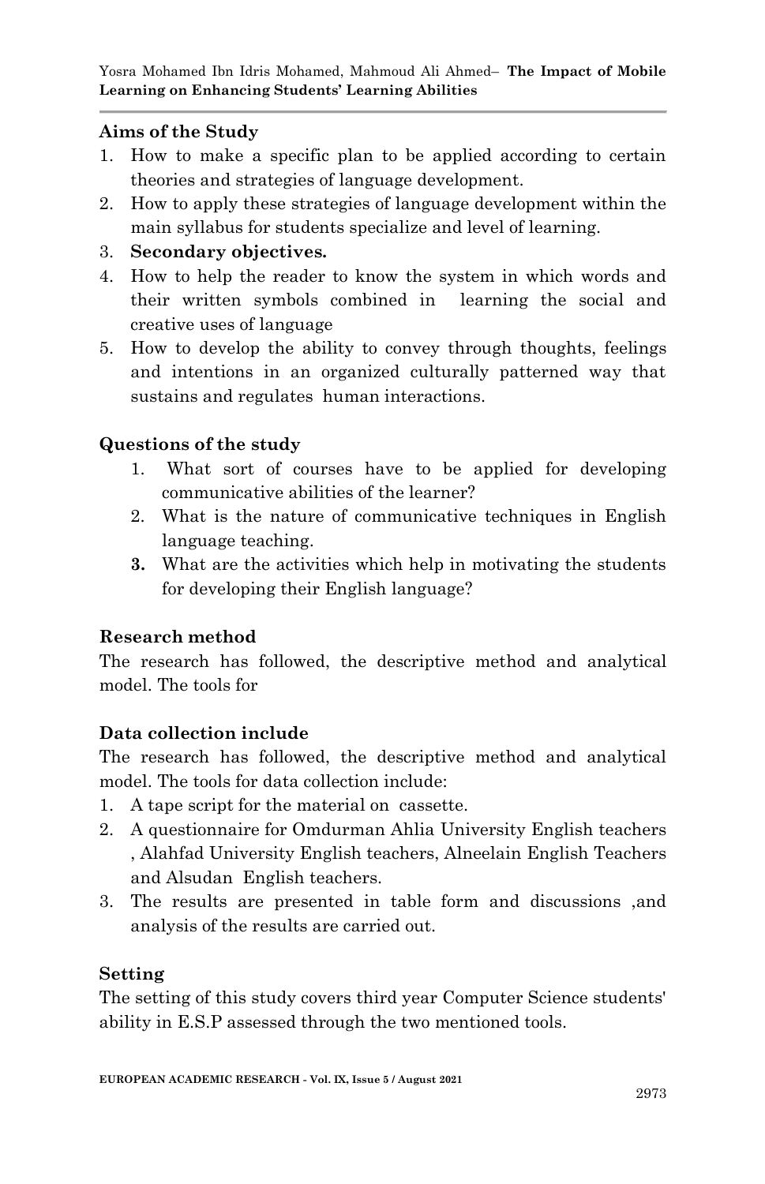**Aims of the Study**

1. How to make a specific plan to be applied according to certain theories and strategies of language development.
2. How to apply these strategies of language development within the main syllabus for students specialize and level of learning.
3. **Secondary objectives.**
4. How to help the reader to know the system in which words and their written symbols combined in learning the social and creative uses of language
5. How to develop the ability to convey through thoughts, feelings and intentions in an organized culturally patterned way that sustains and regulates human interactions.

**Questions of the study**

1. What sort of courses have to be applied for developing communicative abilities of the learner?
2. What is the nature of communicative techniques in English language teaching.
3. What are the activities which help in motivating the students for developing their English language?

**Research method**

The research has followed, the descriptive method and analytical model. The tools for

**Data collection include**

The research has followed, the descriptive method and analytical model. The tools for data collection include:

1. A tape script for the material on cassette.
2. A questionnaire for Omdurman Ahlia University English teachers , Alahfad University English teachers, Alneelain English Teachers and Alsudan English teachers.
3. The results are presented in table form and discussions ,and analysis of the results are carried out.

**Setting**

The setting of this study covers third year Computer Science students' ability in E.S.P assessed through the two mentioned tools.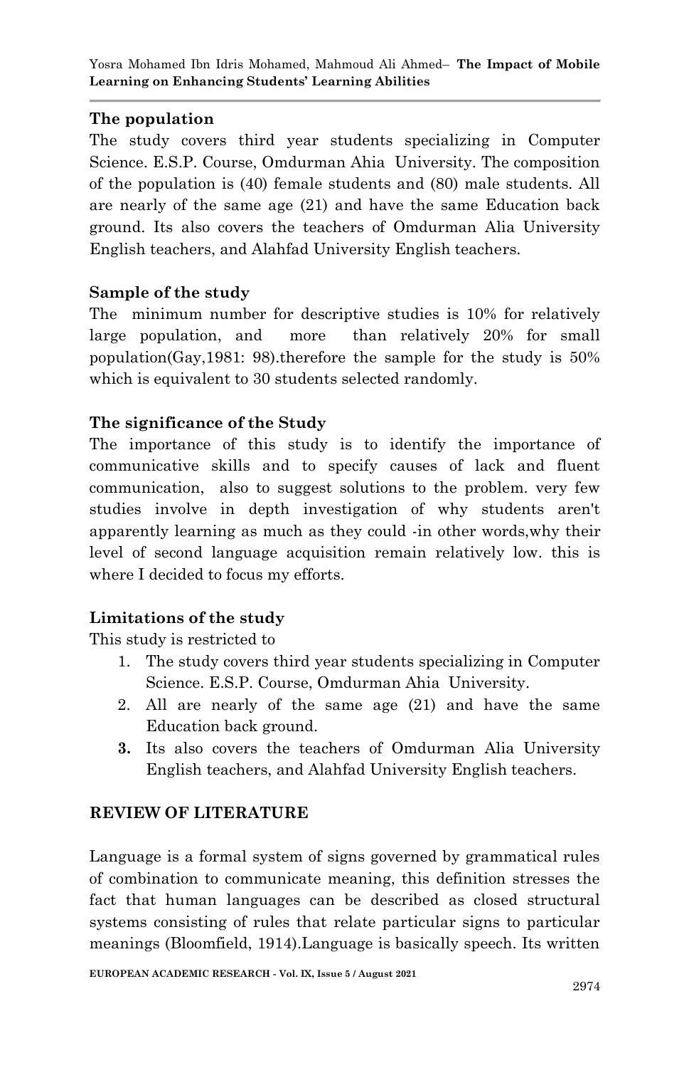### The population

The study covers third year students specializing in Computer Science. E.S.P. Course, Omdurman Ahia University. The composition of the population is (40) female students and (80) male students. All are nearly of the same age (21) and have the same Education back ground. Its also covers the teachers of Omdurman Alia University English teachers, and Alahfad University English teachers.

### Sample of the study

The minimum number for descriptive studies is 10% for relatively large population, and more than relatively 20% for small population(Gay,1981: 98).therefore the sample for the study is 50% which is equivalent to 30 students selected randomly.

### The significance of the Study

The importance of this study is to identify the importance of communicative skills and to specify causes of lack and fluent communication, also to suggest solutions to the problem. very few studies involve in depth investigation of why students aren't apparently learning as much as they could -in other words,why their level of second language acquisition remain relatively low. this is where I decided to focus my efforts.

### Limitations of the study

This study is restricted to

1. The study covers third year students specializing in Computer Science. E.S.P. Course, Omdurman Ahia University.
2. All are nearly of the same age (21) and have the same Education back ground.
3. Its also covers the teachers of Omdurman Alia University English teachers, and Alahfad University English teachers.

## REVIEW OF LITERATURE

Language is a formal system of signs governed by grammatical rules of combination to communicate meaning, this definition stresses the fact that human languages can be described as closed structural systems consisting of rules that relate particular signs to particular meanings (Bloomfield, 1914).Language is basically speech. Its written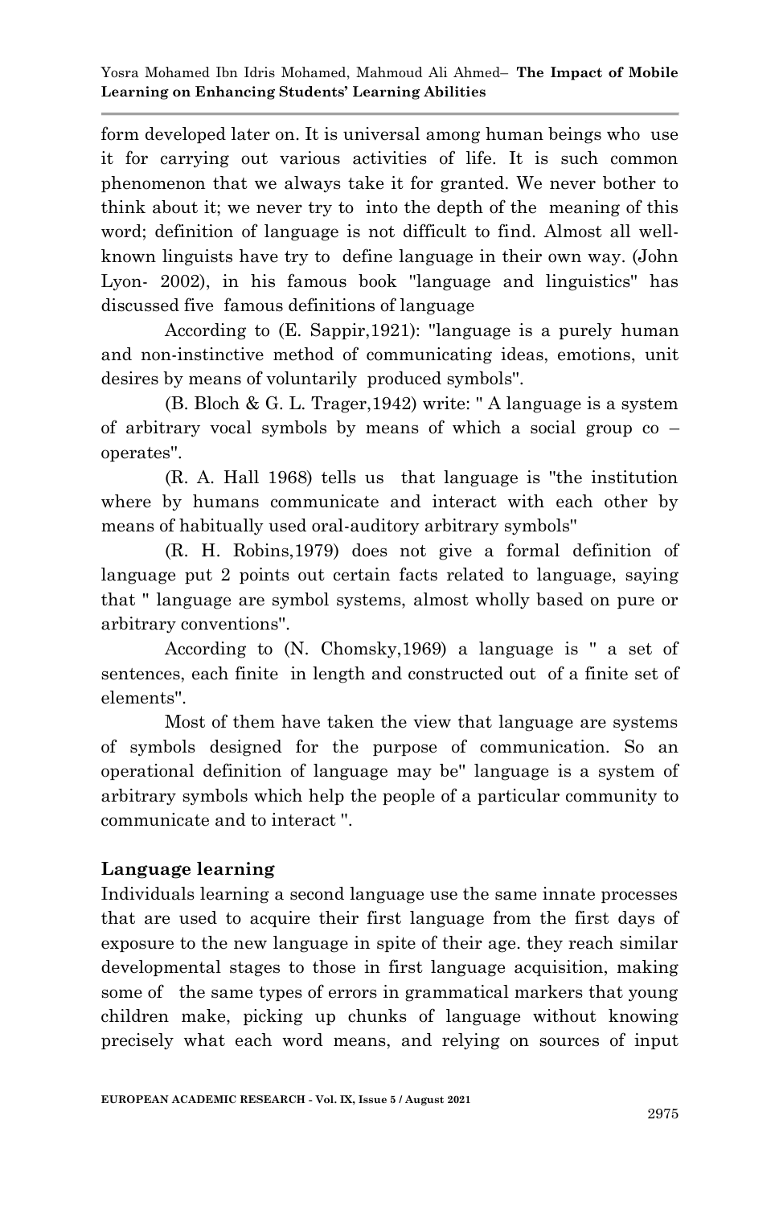form developed later on. It is universal among human beings who use it for carrying out various activities of life. It is such common phenomenon that we always take it for granted. We never bother to think about it; we never try to into the depth of the meaning of this word; definition of language is not difficult to find. Almost all well-known linguists have try to define language in their own way. (John Lyon- 2002), in his famous book "language and linguistics" has discussed five famous definitions of language

According to (E. Sappir,1921): "language is a purely human and non-instinctive method of communicating ideas, emotions, unit desires by means of voluntarily produced symbols".

(B. Bloch & G. L. Trager,1942) write: " A language is a system of arbitrary vocal symbols by means of which a social group co – operates".

(R. A. Hall 1968) tells us that language is "the institution where by humans communicate and interact with each other by means of habitually used oral-auditory arbitrary symbols"

(R. H. Robins,1979) does not give a formal definition of language put 2 points out certain facts related to language, saying that " language are symbol systems, almost wholly based on pure or arbitrary conventions".

According to (N. Chomsky,1969) a language is " a set of sentences, each finite in length and constructed out of a finite set of elements".

Most of them have taken the view that language are systems of symbols designed for the purpose of communication. So an operational definition of language may be" language is a system of arbitrary symbols which help the people of a particular community to communicate and to interact ".

**Language learning**

Individuals learning a second language use the same innate processes that are used to acquire their first language from the first days of exposure to the new language in spite of their age. they reach similar developmental stages to those in first language acquisition, making some of the same types of errors in grammatical markers that young children make, picking up chunks of language without knowing precisely what each word means, and relying on sources of input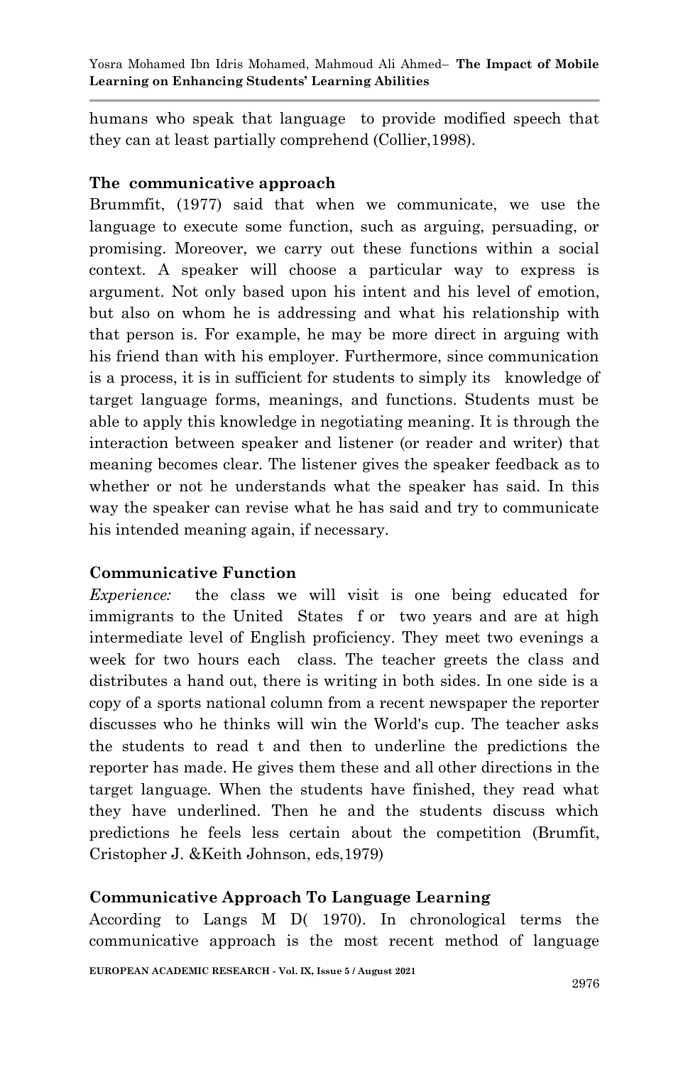humans who speak that language to provide modified speech that they can at least partially comprehend (Collier,1998).

### The communicative approach

Brummfit, (1977) said that when we communicate, we use the language to execute some function, such as arguing, persuading, or promising. Moreover, we carry out these functions within a social context. A speaker will choose a particular way to express is argument. Not only based upon his intent and his level of emotion, but also on whom he is addressing and what his relationship with that person is. For example, he may be more direct in arguing with his friend than with his employer. Furthermore, since communication is a process, it is in sufficient for students to simply its knowledge of target language forms, meanings, and functions. Students must be able to apply this knowledge in negotiating meaning. It is through the interaction between speaker and listener (or reader and writer) that meaning becomes clear. The listener gives the speaker feedback as to whether or not he understands what the speaker has said. In this way the speaker can revise what he has said and try to communicate his intended meaning again, if necessary.

### Communicative Function

*Experience:* the class we will visit is one being educated for immigrants to the United States f or two years and are at high intermediate level of English proficiency. They meet two evenings a week for two hours each class. The teacher greets the class and distributes a hand out, there is writing in both sides. In one side is a copy of a sports national column from a recent newspaper the reporter discusses who he thinks will win the World's cup. The teacher asks the students to read t and then to underline the predictions the reporter has made. He gives them these and all other directions in the target language. When the students have finished, they read what they have underlined. Then he and the students discuss which predictions he feels less certain about the competition (Brumfit, Cristopher J. &Keith Johnson, eds,1979)

### Communicative Approach To Language Learning

According to Langs M D( 1970). In chronological terms the communicative approach is the most recent method of language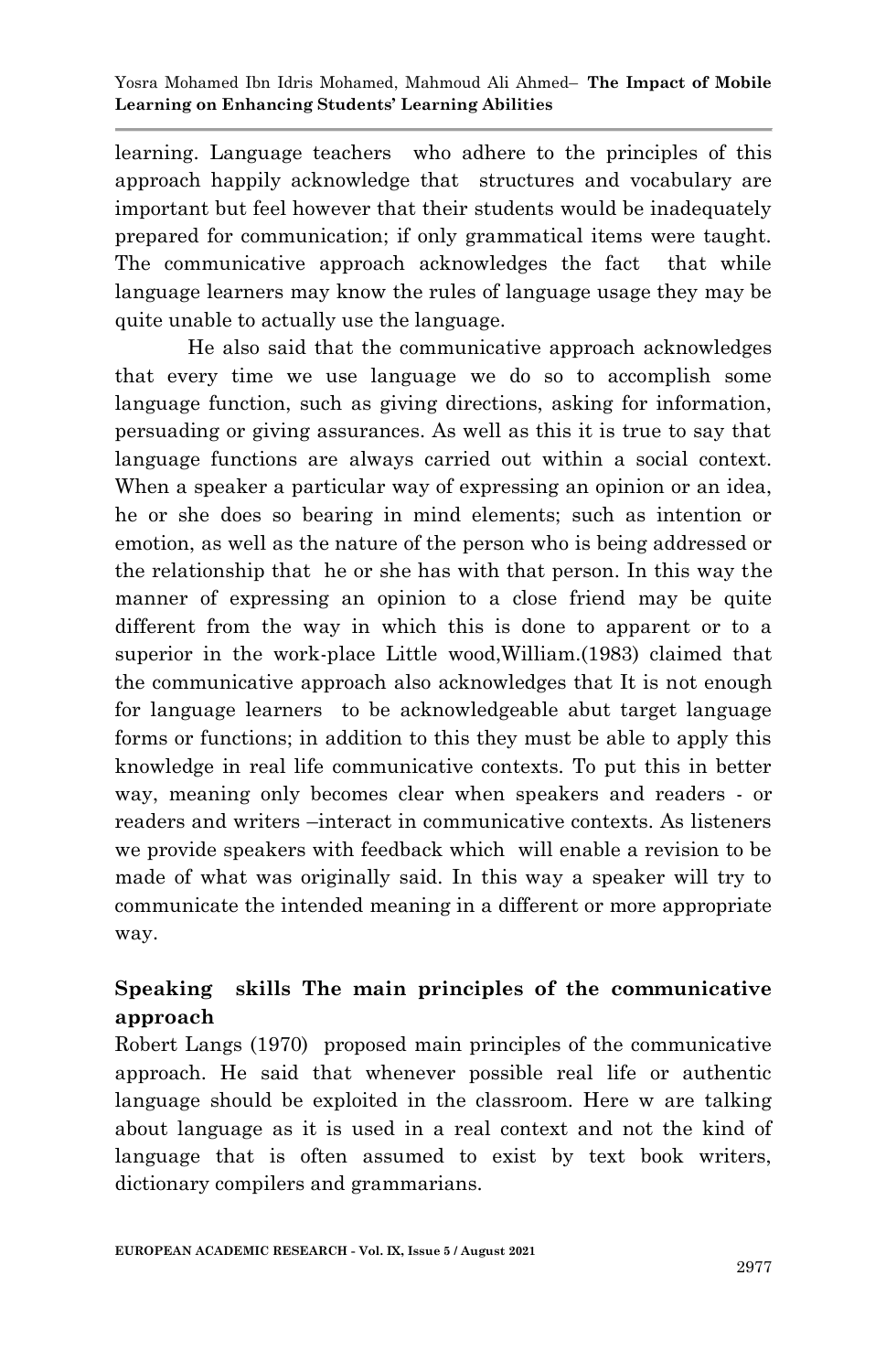learning. Language teachers who adhere to the principles of this approach happily acknowledge that structures and vocabulary are important but feel however that their students would be inadequately prepared for communication; if only grammatical items were taught. The communicative approach acknowledges the fact that while language learners may know the rules of language usage they may be quite unable to actually use the language.

He also said that the communicative approach acknowledges that every time we use language we do so to accomplish some language function, such as giving directions, asking for information, persuading or giving assurances. As well as this it is true to say that language functions are always carried out within a social context. When a speaker a particular way of expressing an opinion or an idea, he or she does so bearing in mind elements; such as intention or emotion, as well as the nature of the person who is being addressed or the relationship that he or she has with that person. In this way the manner of expressing an opinion to a close friend may be quite different from the way in which this is done to apparent or to a superior in the work-place Little wood,William.(1983) claimed that the communicative approach also acknowledges that It is not enough for language learners to be acknowledgeable abut target language forms or functions; in addition to this they must be able to apply this knowledge in real life communicative contexts. To put this in better way, meaning only becomes clear when speakers and readers - or readers and writers –interact in communicative contexts. As listeners we provide speakers with feedback which will enable a revision to be made of what was originally said. In this way a speaker will try to communicate the intended meaning in a different or more appropriate way.

## Speaking skills The main principles of the communicative approach

Robert Langs (1970) proposed main principles of the communicative approach. He said that whenever possible real life or authentic language should be exploited in the classroom. Here w are talking about language as it is used in a real context and not the kind of language that is often assumed to exist by text book writers, dictionary compilers and grammarians.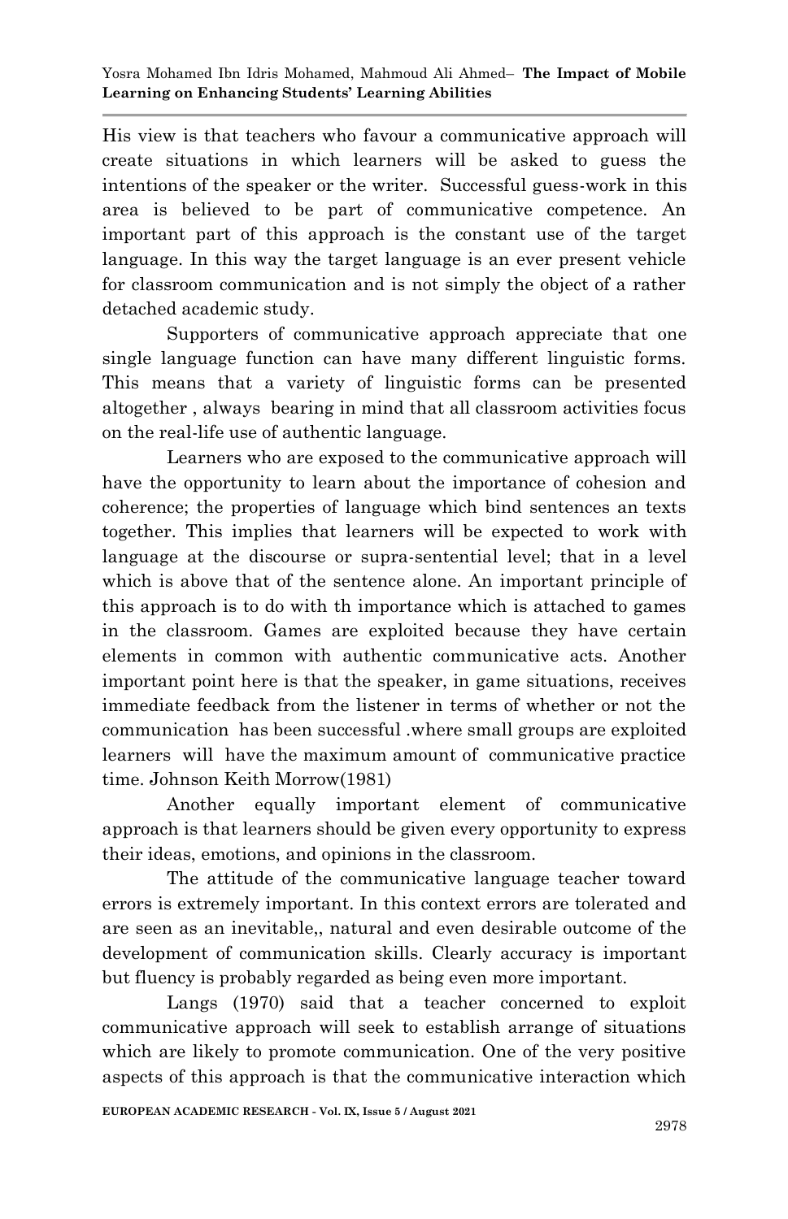His view is that teachers who favour a communicative approach will create situations in which learners will be asked to guess the intentions of the speaker or the writer. Successful guess-work in this area is believed to be part of communicative competence. An important part of this approach is the constant use of the target language. In this way the target language is an ever present vehicle for classroom communication and is not simply the object of a rather detached academic study.

Supporters of communicative approach appreciate that one single language function can have many different linguistic forms. This means that a variety of linguistic forms can be presented altogether , always bearing in mind that all classroom activities focus on the real-life use of authentic language.

Learners who are exposed to the communicative approach will have the opportunity to learn about the importance of cohesion and coherence; the properties of language which bind sentences an texts together. This implies that learners will be expected to work with language at the discourse or supra-sentential level; that in a level which is above that of the sentence alone. An important principle of this approach is to do with th importance which is attached to games in the classroom. Games are exploited because they have certain elements in common with authentic communicative acts. Another important point here is that the speaker, in game situations, receives immediate feedback from the listener in terms of whether or not the communication has been successful .where small groups are exploited learners will have the maximum amount of communicative practice time. Johnson Keith Morrow(1981)

Another equally important element of communicative approach is that learners should be given every opportunity to express their ideas, emotions, and opinions in the classroom.

The attitude of the communicative language teacher toward errors is extremely important. In this context errors are tolerated and are seen as an inevitable,, natural and even desirable outcome of the development of communication skills. Clearly accuracy is important but fluency is probably regarded as being even more important.

Langs (1970) said that a teacher concerned to exploit communicative approach will seek to establish arrange of situations which are likely to promote communication. One of the very positive aspects of this approach is that the communicative interaction which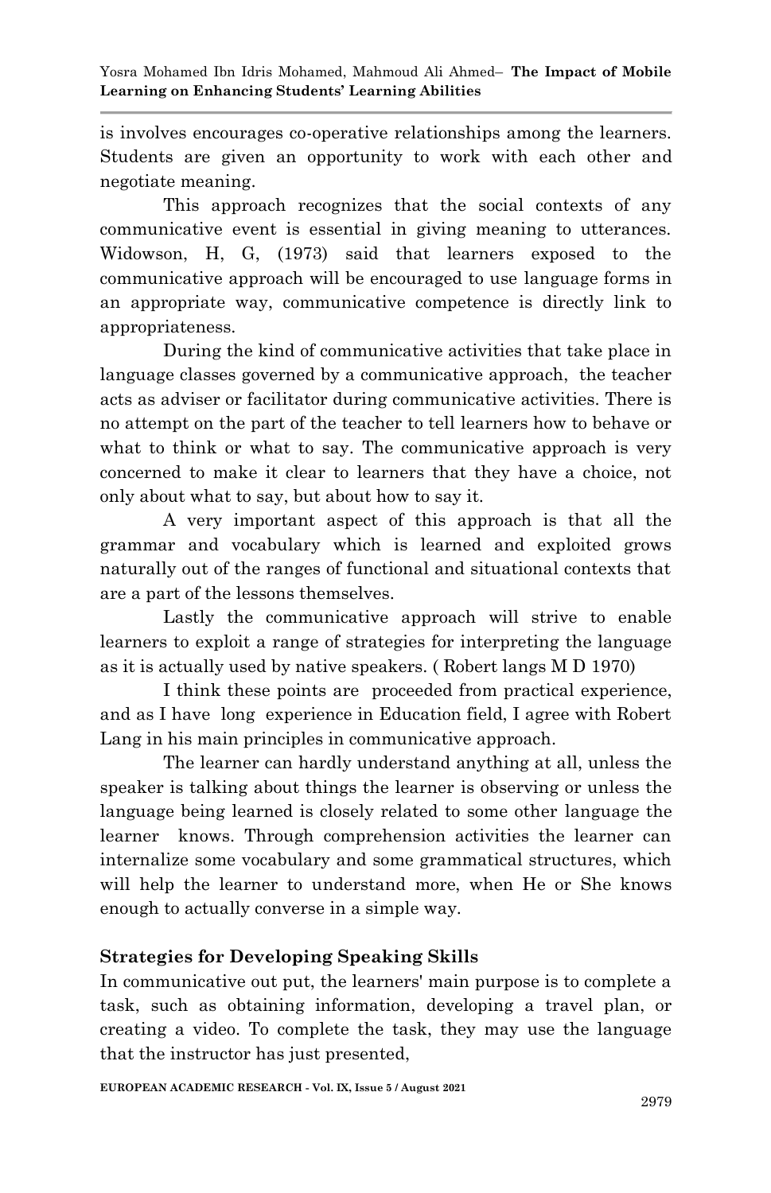is involves encourages co-operative relationships among the learners. Students are given an opportunity to work with each other and negotiate meaning.

This approach recognizes that the social contexts of any communicative event is essential in giving meaning to utterances. Widowson, H, G, (1973) said that learners exposed to the communicative approach will be encouraged to use language forms in an appropriate way, communicative competence is directly link to appropriateness.

During the kind of communicative activities that take place in language classes governed by a communicative approach, the teacher acts as adviser or facilitator during communicative activities. There is no attempt on the part of the teacher to tell learners how to behave or what to think or what to say. The communicative approach is very concerned to make it clear to learners that they have a choice, not only about what to say, but about how to say it.

A very important aspect of this approach is that all the grammar and vocabulary which is learned and exploited grows naturally out of the ranges of functional and situational contexts that are a part of the lessons themselves.

Lastly the communicative approach will strive to enable learners to exploit a range of strategies for interpreting the language as it is actually used by native speakers. ( Robert langs M D 1970)

I think these points are proceeded from practical experience, and as I have long experience in Education field, I agree with Robert Lang in his main principles in communicative approach.

The learner can hardly understand anything at all, unless the speaker is talking about things the learner is observing or unless the language being learned is closely related to some other language the learner knows. Through comprehension activities the learner can internalize some vocabulary and some grammatical structures, which will help the learner to understand more, when He or She knows enough to actually converse in a simple way.

**Strategies for Developing Speaking Skills**

In communicative out put, the learners' main purpose is to complete a task, such as obtaining information, developing a travel plan, or creating a video. To complete the task, they may use the language that the instructor has just presented,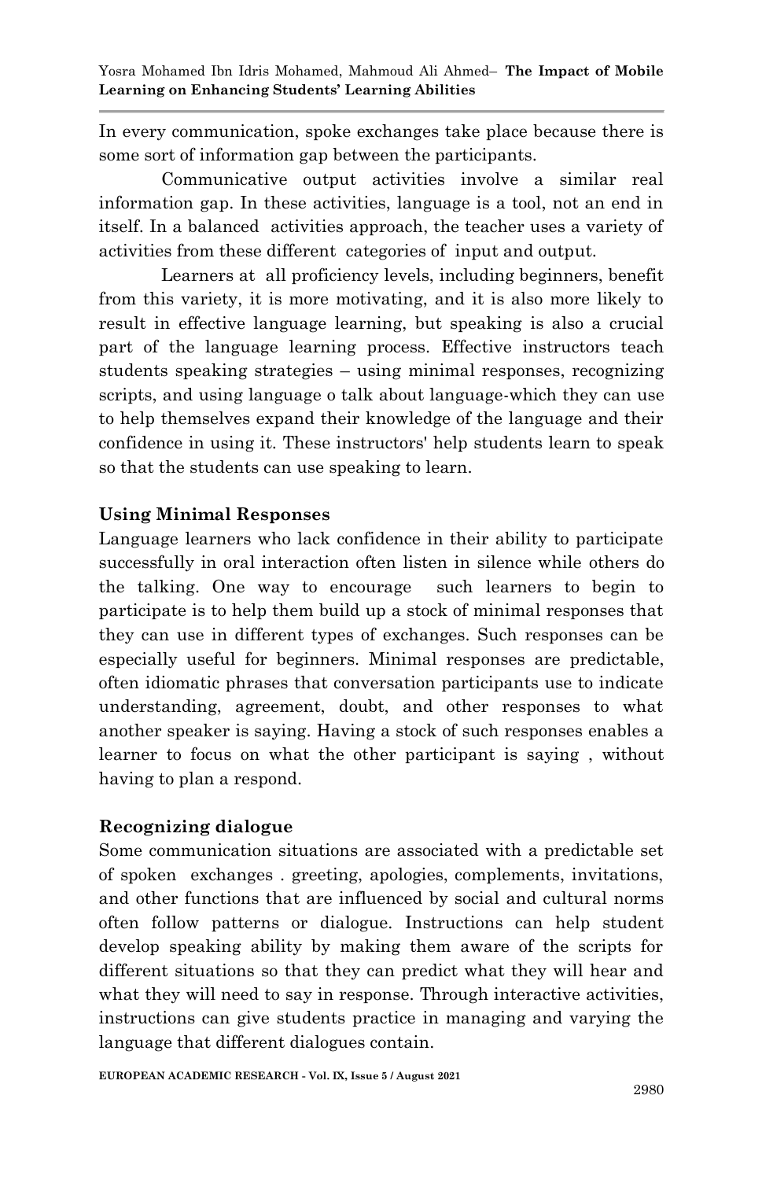In every communication, spoke exchanges take place because there is some sort of information gap between the participants.

Communicative output activities involve a similar real information gap. In these activities, language is a tool, not an end in itself. In a balanced activities approach, the teacher uses a variety of activities from these different categories of input and output.

Learners at all proficiency levels, including beginners, benefit from this variety, it is more motivating, and it is also more likely to result in effective language learning, but speaking is also a crucial part of the language learning process. Effective instructors teach students speaking strategies – using minimal responses, recognizing scripts, and using language o talk about language-which they can use to help themselves expand their knowledge of the language and their confidence in using it. These instructors' help students learn to speak so that the students can use speaking to learn.

### Using Minimal Responses

Language learners who lack confidence in their ability to participate successfully in oral interaction often listen in silence while others do the talking. One way to encourage such learners to begin to participate is to help them build up a stock of minimal responses that they can use in different types of exchanges. Such responses can be especially useful for beginners. Minimal responses are predictable, often idiomatic phrases that conversation participants use to indicate understanding, agreement, doubt, and other responses to what another speaker is saying. Having a stock of such responses enables a learner to focus on what the other participant is saying , without having to plan a respond.

### Recognizing dialogue

Some communication situations are associated with a predictable set of spoken exchanges . greeting, apologies, complements, invitations, and other functions that are influenced by social and cultural norms often follow patterns or dialogue. Instructions can help student develop speaking ability by making them aware of the scripts for different situations so that they can predict what they will hear and what they will need to say in response. Through interactive activities, instructions can give students practice in managing and varying the language that different dialogues contain.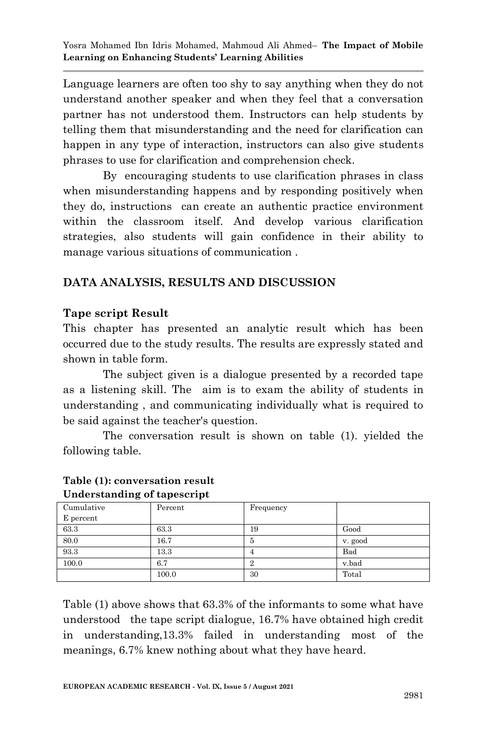Language learners are often too shy to say anything when they do not understand another speaker and when they feel that a conversation partner has not understood them. Instructors can help students by telling them that misunderstanding and the need for clarification can happen in any type of interaction, instructors can also give students phrases to use for clarification and comprehension check.

By encouraging students to use clarification phrases in class when misunderstanding happens and by responding positively when they do, instructions can create an authentic practice environment within the classroom itself. And develop various clarification strategies, also students will gain confidence in their ability to manage various situations of communication .

## DATA ANALYSIS, RESULTS AND DISCUSSION

### Tape script Result

This chapter has presented an analytic result which has been occurred due to the study results. The results are expressly stated and shown in table form.

The subject given is a dialogue presented by a recorded tape as a listening skill. The aim is to exam the ability of students in understanding , and communicating individually what is required to be said against the teacher's question.

The conversation result is shown on table (1). yielded the following table.

**Table (1): conversation result**
**Understanding of tapescript**

| Cumulative E percent | Percent | Frequency | |
|---|---|---|---|
| 63.3 | 63.3 | 19 | Good |
| 80.0 | 16.7 | 5 | v. good |
| 93.3 | 13.3 | 4 | Bad |
| 100.0 | 6.7 | 2 | v.bad |
| | 100.0 | 30 | Total |

Table (1) above shows that 63.3% of the informants to some what have understood the tape script dialogue, 16.7% have obtained high credit in understanding,13.3% failed in understanding most of the meanings, 6.7% knew nothing about what they have heard.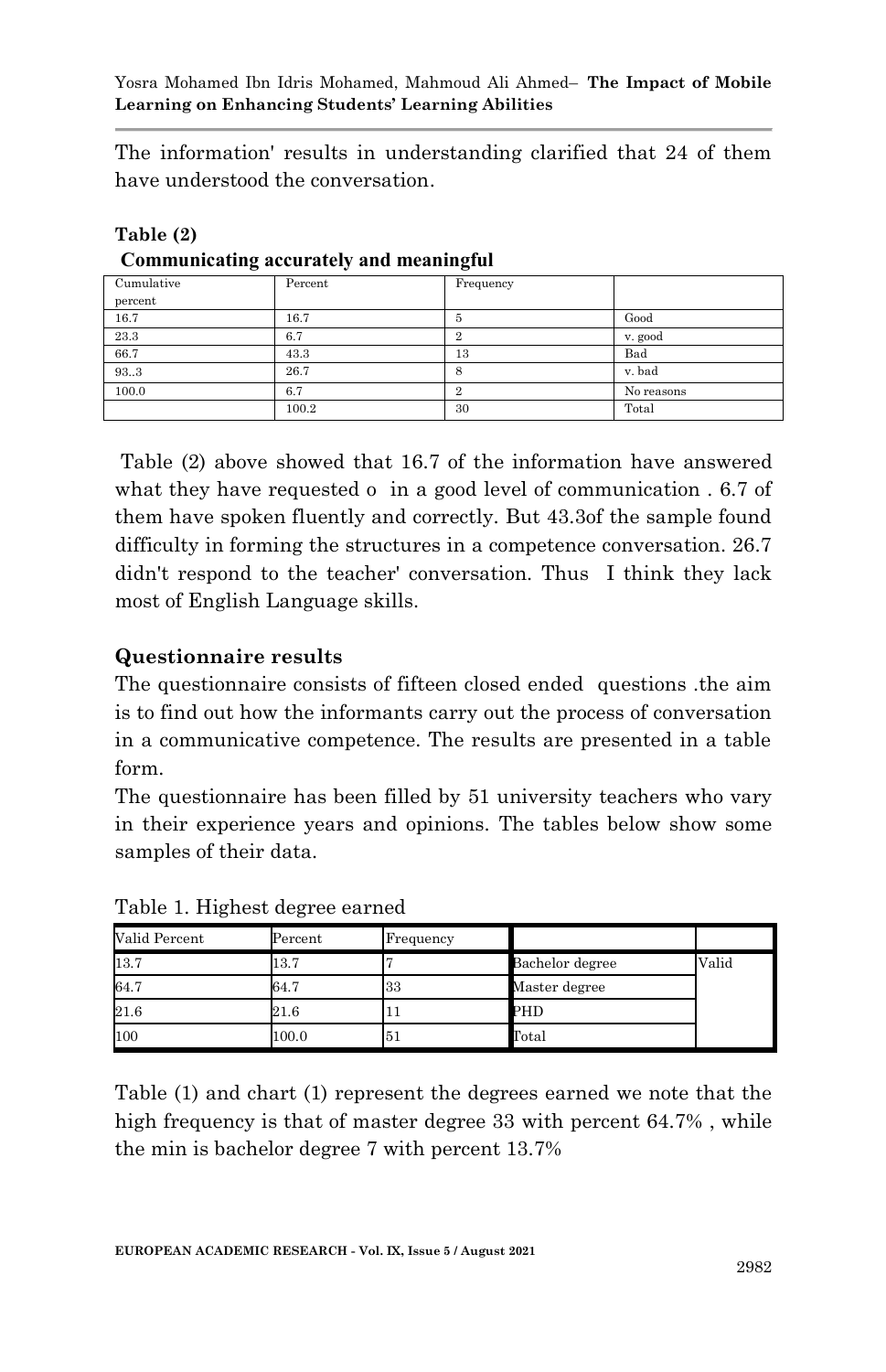The information' results in understanding clarified that 24 of them have understood the conversation.

**Table (2)**

**Communicating accurately and meaningful**

| Cumulative percent | Percent | Frequency | |
|---|---|---|---|
| 16.7 | 16.7 | 5 | Good |
| 23.3 | 6.7 | 2 | v. good |
| 66.7 | 43.3 | 13 | Bad |
| 93..3 | 26.7 | 8 | v. bad |
| 100.0 | 6.7 | 2 | No reasons |
| | 100.2 | 30 | Total |

Table (2) above showed that 16.7 of the information have answered what they have requested o in a good level of communication . 6.7 of them have spoken fluently and correctly. But 43.3of the sample found difficulty in forming the structures in a competence conversation. 26.7 didn't respond to the teacher' conversation. Thus I think they lack most of English Language skills.

## Questionnaire results

The questionnaire consists of fifteen closed ended questions .the aim is to find out how the informants carry out the process of conversation in a communicative competence. The results are presented in a table form.

The questionnaire has been filled by 51 university teachers who vary in their experience years and opinions. The tables below show some samples of their data.

Table 1. Highest degree earned

| Valid Percent | Percent | Frequency | | |
|---|---|---|---|---|
| 13.7 | 13.7 | 7 | Bachelor degree | Valid |
| 64.7 | 64.7 | 33 | Master degree | |
| 21.6 | 21.6 | 11 | PHD | |
| 100 | 100.0 | 51 | Total | |

Table (1) and chart (1) represent the degrees earned we note that the high frequency is that of master degree 33 with percent 64.7% , while the min is bachelor degree 7 with percent 13.7%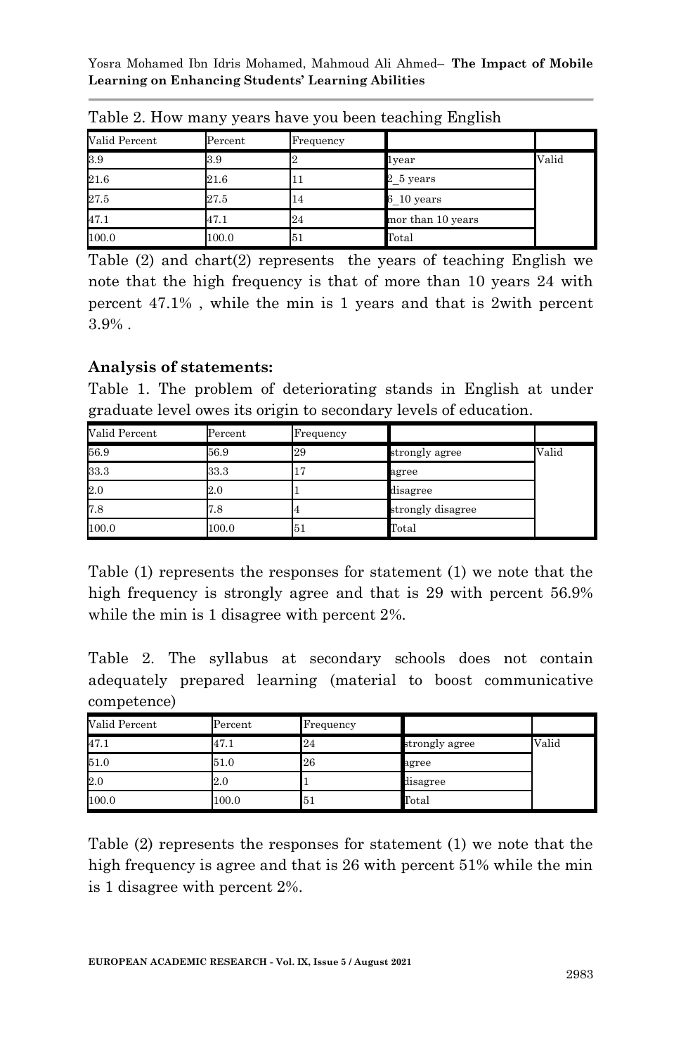Table 2. How many years have you been teaching English

| Valid Percent | Percent | Frequency | | |
|---|---|---|---|---|
| 3.9 | 3.9 | 2 | 1year | Valid |
| 21.6 | 21.6 | 11 | 2_5 years | |
| 27.5 | 27.5 | 14 | 6_10 years | |
| 47.1 | 47.1 | 24 | mor than 10 years | |
| 100.0 | 100.0 | 51 | Total | |

Table (2) and chart(2) represents the years of teaching English we note that the high frequency is that of more than 10 years 24 with percent 47.1% , while the min is 1 years and that is 2with percent 3.9% .

**Analysis of statements:**

Table 1. The problem of deteriorating stands in English at under graduate level owes its origin to secondary levels of education.

| Valid Percent | Percent | Frequency | | |
|---|---|---|---|---|
| 56.9 | 56.9 | 29 | strongly agree | Valid |
| 33.3 | 33.3 | 17 | agree | |
| 2.0 | 2.0 | 1 | disagree | |
| 7.8 | 7.8 | 4 | strongly disagree | |
| 100.0 | 100.0 | 51 | Total | |

Table (1) represents the responses for statement (1) we note that the high frequency is strongly agree and that is 29 with percent 56.9% while the min is 1 disagree with percent 2%.

Table 2. The syllabus at secondary schools does not contain adequately prepared learning (material to boost communicative competence)

| Valid Percent | Percent | Frequency | | |
|---|---|---|---|---|
| 47.1 | 47.1 | 24 | strongly agree | Valid |
| 51.0 | 51.0 | 26 | agree | |
| 2.0 | 2.0 | 1 | disagree | |
| 100.0 | 100.0 | 51 | Total | |

Table (2) represents the responses for statement (1) we note that the high frequency is agree and that is 26 with percent 51% while the min is 1 disagree with percent 2%.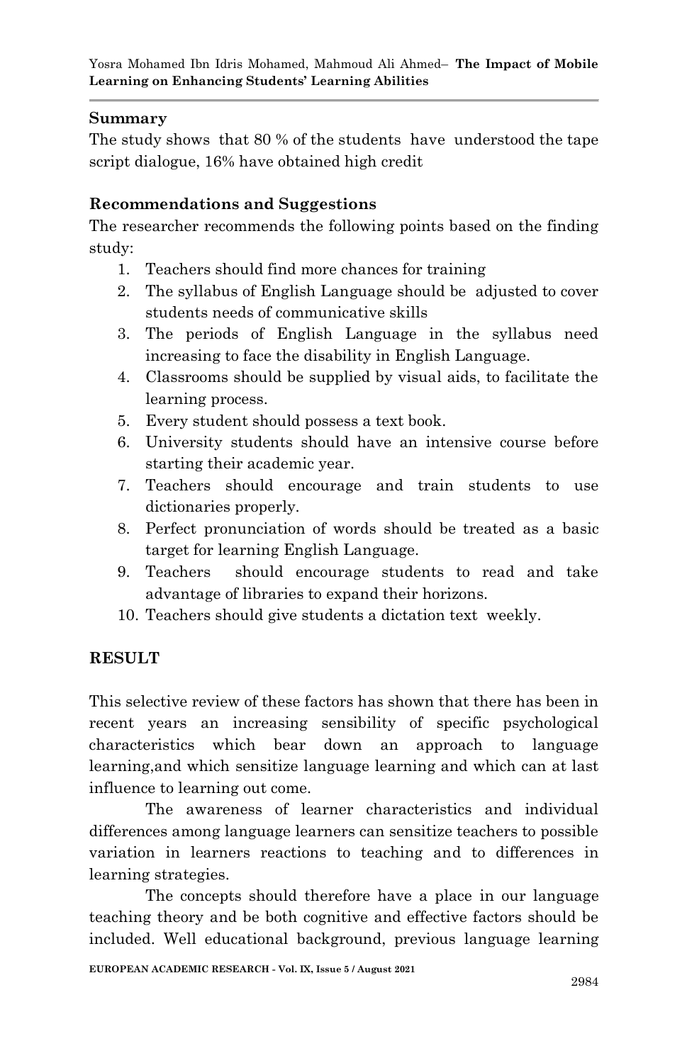## Summary

The study shows that 80 % of the students have understood the tape script dialogue, 16% have obtained high credit

## Recommendations and Suggestions

The researcher recommends the following points based on the finding study:

1. Teachers should find more chances for training
2. The syllabus of English Language should be adjusted to cover students needs of communicative skills
3. The periods of English Language in the syllabus need increasing to face the disability in English Language.
4. Classrooms should be supplied by visual aids, to facilitate the learning process.
5. Every student should possess a text book.
6. University students should have an intensive course before starting their academic year.
7. Teachers should encourage and train students to use dictionaries properly.
8. Perfect pronunciation of words should be treated as a basic target for learning English Language.
9. Teachers should encourage students to read and take advantage of libraries to expand their horizons.
10. Teachers should give students a dictation text weekly.

## RESULT

This selective review of these factors has shown that there has been in recent years an increasing sensibility of specific psychological characteristics which bear down an approach to language learning,and which sensitize language learning and which can at last influence to learning out come.

The awareness of learner characteristics and individual differences among language learners can sensitize teachers to possible variation in learners reactions to teaching and to differences in learning strategies.

The concepts should therefore have a place in our language teaching theory and be both cognitive and effective factors should be included. Well educational background, previous language learning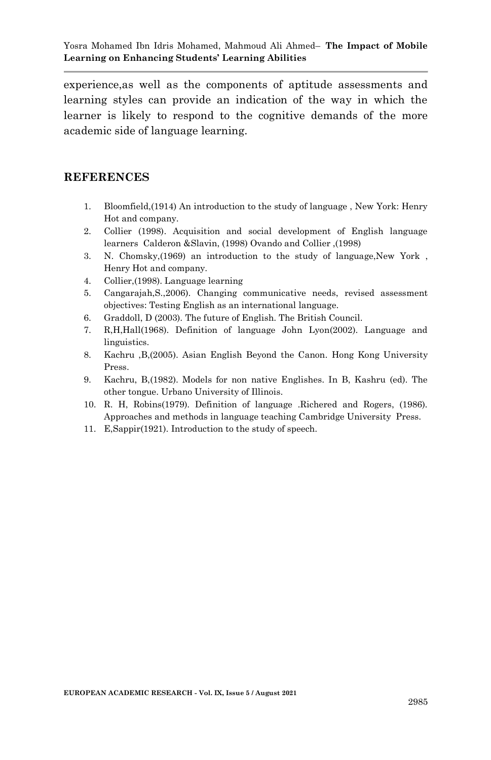experience,as well as the components of aptitude assessments and learning styles can provide an indication of the way in which the learner is likely to respond to the cognitive demands of the more academic side of language learning.

## REFERENCES

1. Bloomfield,(1914) An introduction to the study of language , New York: Henry Hot and company.
2. Collier (1998). Acquisition and social development of English language learners Calderon &Slavin, (1998) Ovando and Collier ,(1998)
3. N. Chomsky,(1969) an introduction to the study of language,New York , Henry Hot and company.
4. Collier,(1998). Language learning
5. Cangarajah,S.,2006). Changing communicative needs, revised assessment objectives: Testing English as an international language.
6. Graddoll, D (2003). The future of English. The British Council.
7. R,H,Hall(1968). Definition of language John Lyon(2002). Language and linguistics.
8. Kachru ,B,(2005). Asian English Beyond the Canon. Hong Kong University Press.
9. Kachru, B,(1982). Models for non native Englishes. In B, Kashru (ed). The other tongue. Urbano University of Illinois.
10. R. H, Robins(1979). Definition of language .Richered and Rogers, (1986). Approaches and methods in language teaching Cambridge University Press.
11. E,Sappir(1921). Introduction to the study of speech.